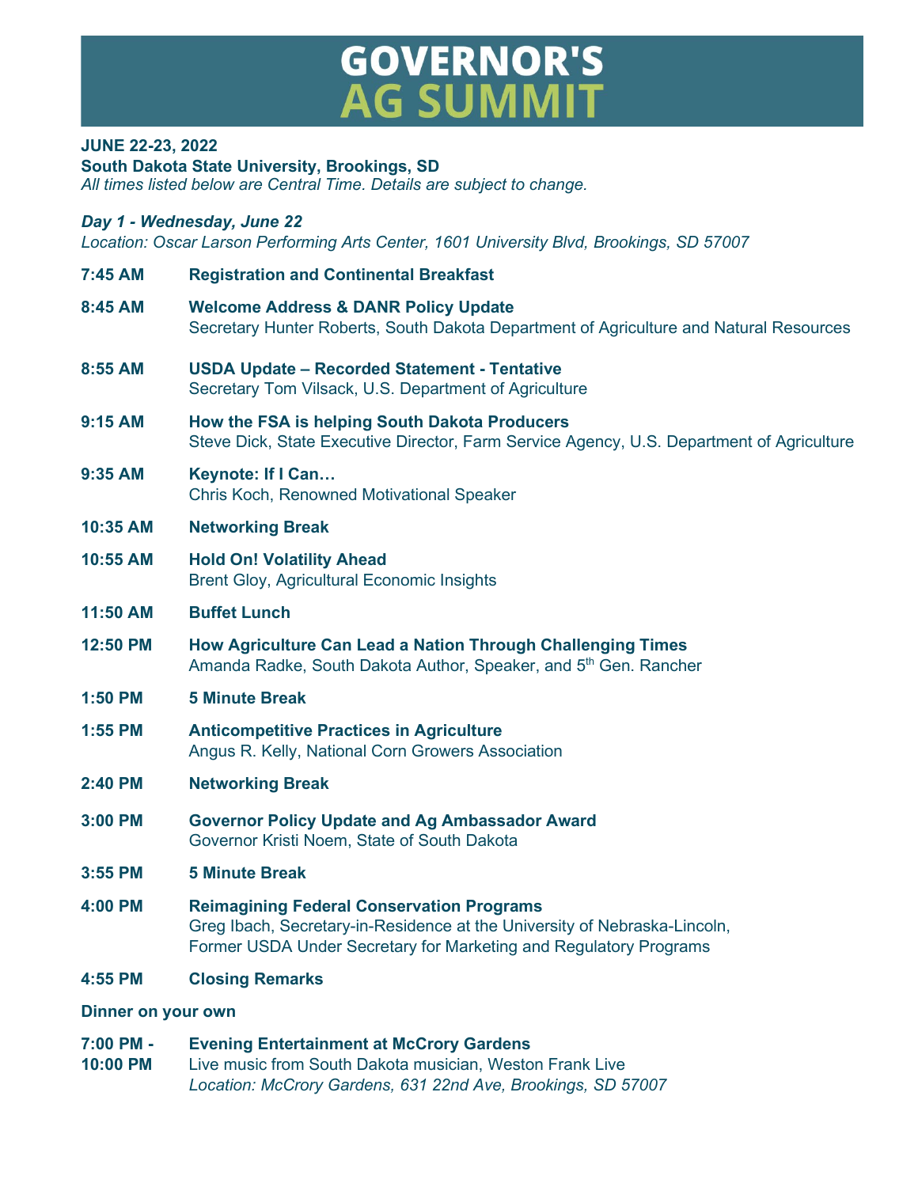# GOVERNOR'S AG SUMMIT

**JUNE 22-23, 2022**
**South Dakota State University, Brookings, SD**
*All times listed below are Central Time. Details are subject to change.*

***Day 1 - Wednesday, June 22***
*Location: Oscar Larson Performing Arts Center, 1601 University Blvd, Brookings, SD 57007*

**7:45 AM** **Registration and Continental Breakfast**

**8:45 AM** **Welcome Address & DANR Policy Update**
Secretary Hunter Roberts, South Dakota Department of Agriculture and Natural Resources

**8:55 AM** **USDA Update – Recorded Statement - Tentative**
Secretary Tom Vilsack, U.S. Department of Agriculture

**9:15 AM** **How the FSA is helping South Dakota Producers**
Steve Dick, State Executive Director, Farm Service Agency, U.S. Department of Agriculture

**9:35 AM** **Keynote: If I Can…**
Chris Koch, Renowned Motivational Speaker

**10:35 AM** **Networking Break**

**10:55 AM** **Hold On! Volatility Ahead**
Brent Gloy, Agricultural Economic Insights

**11:50 AM** **Buffet Lunch**

**12:50 PM** **How Agriculture Can Lead a Nation Through Challenging Times**
Amanda Radke, South Dakota Author, Speaker, and 5th Gen. Rancher

**1:50 PM** **5 Minute Break**

**1:55 PM** **Anticompetitive Practices in Agriculture**
Angus R. Kelly, National Corn Growers Association

**2:40 PM** **Networking Break**

**3:00 PM** **Governor Policy Update and Ag Ambassador Award**
Governor Kristi Noem, State of South Dakota

**3:55 PM** **5 Minute Break**

**4:00 PM** **Reimagining Federal Conservation Programs**
Greg Ibach, Secretary-in-Residence at the University of Nebraska-Lincoln,
Former USDA Under Secretary for Marketing and Regulatory Programs

**4:55 PM** **Closing Remarks**

**Dinner on your own**

**7:00 PM - 10:00 PM** **Evening Entertainment at McCrory Gardens**
Live music from South Dakota musician, Weston Frank Live
*Location: McCrory Gardens, 631 22nd Ave, Brookings, SD 57007*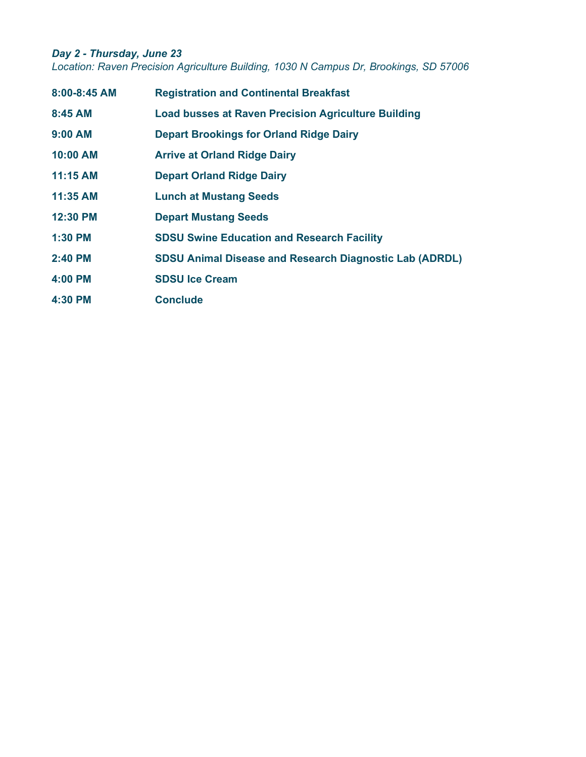***Day 2 - Thursday, June 23***

*Location: Raven Precision Agriculture Building, 1030 N Campus Dr, Brookings, SD 57006*

| | |
|---|---|
| **8:00-8:45 AM** | **Registration and Continental Breakfast** |
| **8:45 AM** | **Load busses at Raven Precision Agriculture Building** |
| **9:00 AM** | **Depart Brookings for Orland Ridge Dairy** |
| **10:00 AM** | **Arrive at Orland Ridge Dairy** |
| **11:15 AM** | **Depart Orland Ridge Dairy** |
| **11:35 AM** | **Lunch at Mustang Seeds** |
| **12:30 PM** | **Depart Mustang Seeds** |
| **1:30 PM** | **SDSU Swine Education and Research Facility** |
| **2:40 PM** | **SDSU Animal Disease and Research Diagnostic Lab (ADRDL)** |
| **4:00 PM** | **SDSU Ice Cream** |
| **4:30 PM** | **Conclude** |